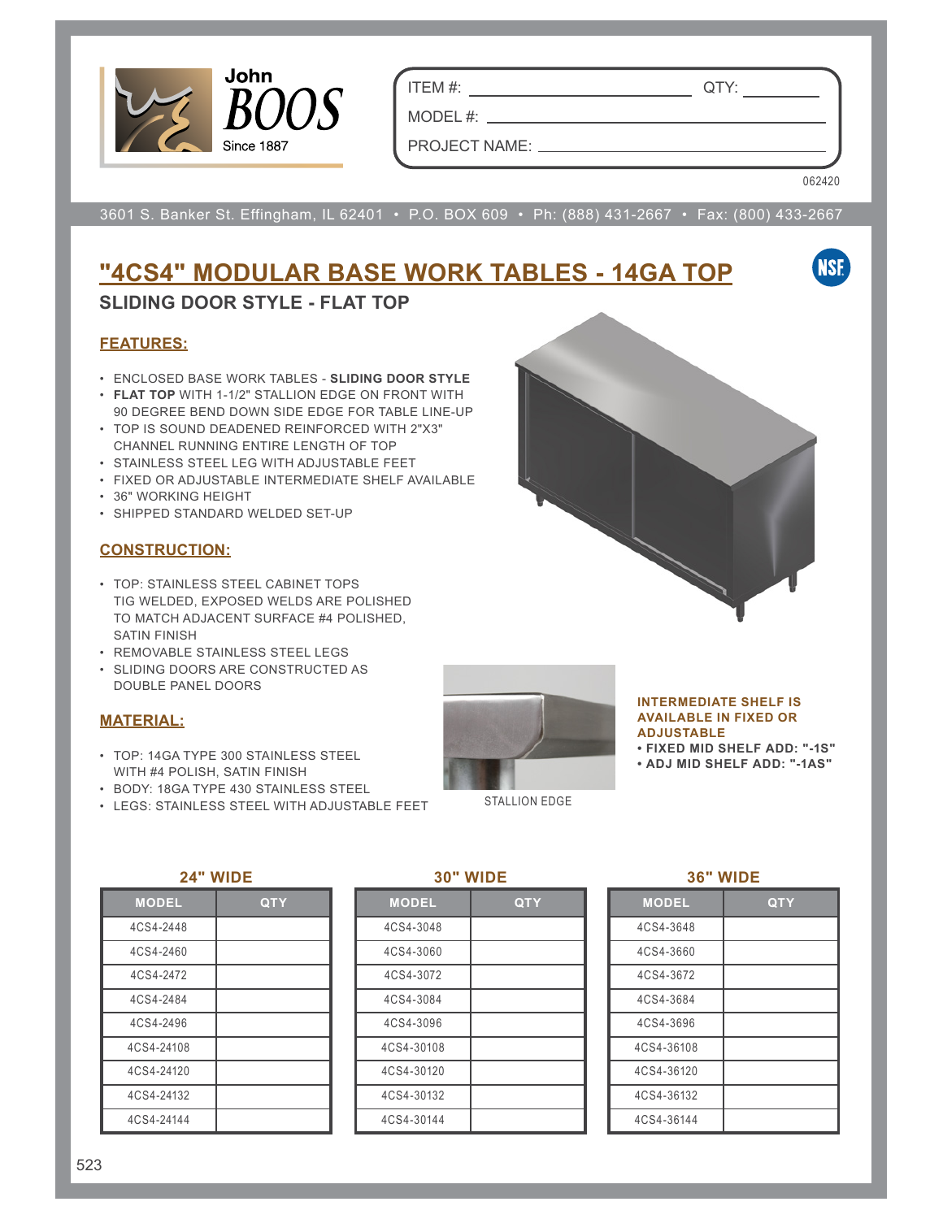John BOOS
Since 1887

ITEM #: ______________________ QTY: __________

MODEL #: ______________________________

PROJECT NAME: __________________________

062420

3601 S. Banker St. Effingham, IL 62401 • P.O. BOX 609 • Ph: (888) 431-2667 • Fax: (800) 433-2667

# "4CS4" MODULAR BASE WORK TABLES - 14GA TOP

## SLIDING DOOR STYLE - FLAT TOP

### FEATURES:

- ENCLOSED BASE WORK TABLES - **SLIDING DOOR STYLE**
- **FLAT TOP** WITH 1-1/2" STALLION EDGE ON FRONT WITH 90 DEGREE BEND DOWN SIDE EDGE FOR TABLE LINE-UP
- TOP IS SOUND DEADENED REINFORCED WITH 2"X3" CHANNEL RUNNING ENTIRE LENGTH OF TOP
- STAINLESS STEEL LEG WITH ADJUSTABLE FEET
- FIXED OR ADJUSTABLE INTERMEDIATE SHELF AVAILABLE
- 36" WORKING HEIGHT
- SHIPPED STANDARD WELDED SET-UP

### CONSTRUCTION:

- TOP: STAINLESS STEEL CABINET TOPS TIG WELDED, EXPOSED WELDS ARE POLISHED TO MATCH ADJACENT SURFACE #4 POLISHED, SATIN FINISH
- REMOVABLE STAINLESS STEEL LEGS
- SLIDING DOORS ARE CONSTRUCTED AS DOUBLE PANEL DOORS

### MATERIAL:

- TOP: 14GA TYPE 300 STAINLESS STEEL WITH #4 POLISH, SATIN FINISH
- BODY: 18GA TYPE 430 STAINLESS STEEL
- LEGS: STAINLESS STEEL WITH ADJUSTABLE FEET

STALLION EDGE

**INTERMEDIATE SHELF IS AVAILABLE IN FIXED OR ADJUSTABLE**

- **FIXED MID SHELF ADD: "-1S"**
- **ADJ MID SHELF ADD: "-1AS"**

### 24" WIDE

| MODEL | QTY |
|---|---|
| 4CS4-2448 | |
| 4CS4-2460 | |
| 4CS4-2472 | |
| 4CS4-2484 | |
| 4CS4-2496 | |
| 4CS4-24108 | |
| 4CS4-24120 | |
| 4CS4-24132 | |
| 4CS4-24144 | |

### 30" WIDE

| MODEL | QTY |
|---|---|
| 4CS4-3048 | |
| 4CS4-3060 | |
| 4CS4-3072 | |
| 4CS4-3084 | |
| 4CS4-3096 | |
| 4CS4-30108 | |
| 4CS4-30120 | |
| 4CS4-30132 | |
| 4CS4-30144 | |

### 36" WIDE

| MODEL | QTY |
|---|---|
| 4CS4-3648 | |
| 4CS4-3660 | |
| 4CS4-3672 | |
| 4CS4-3684 | |
| 4CS4-3696 | |
| 4CS4-36108 | |
| 4CS4-36120 | |
| 4CS4-36132 | |
| 4CS4-36144 | |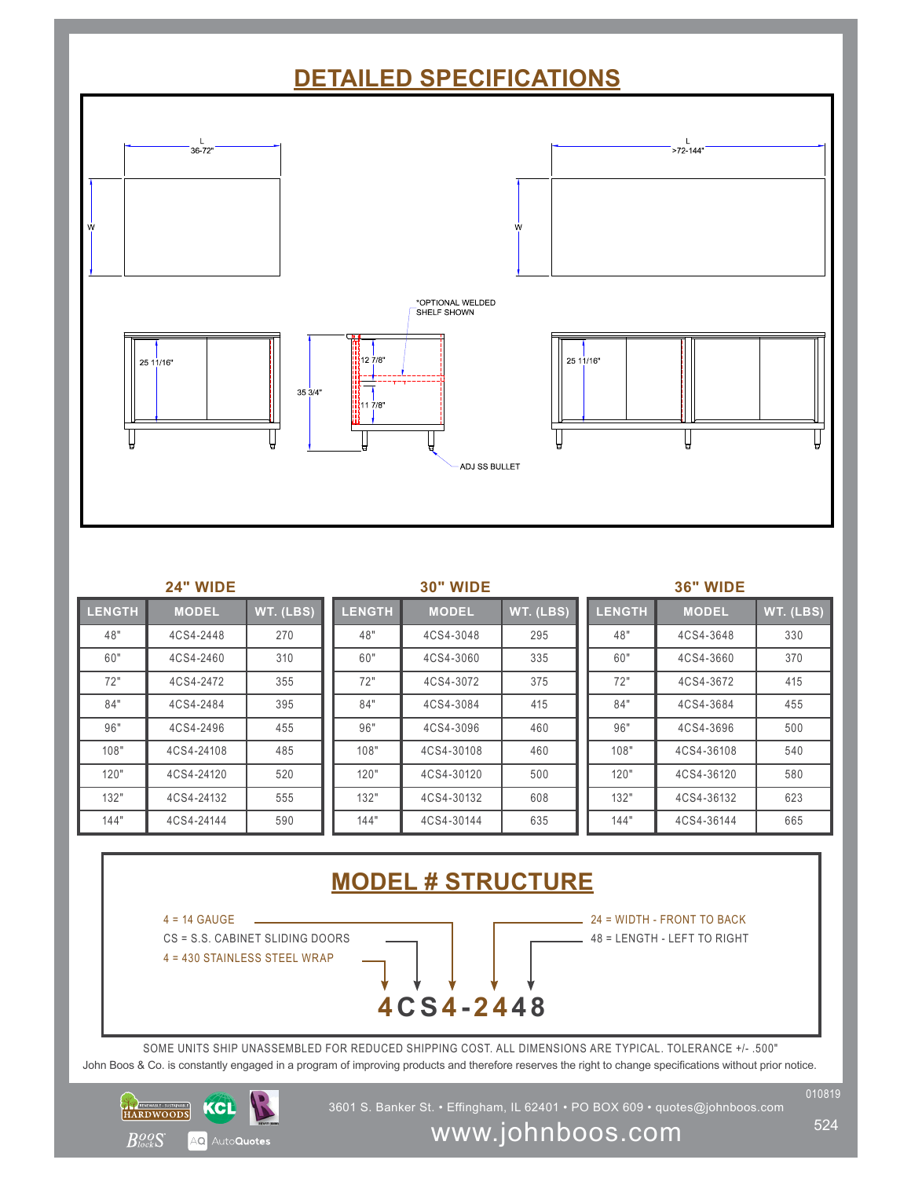## DETAILED SPECIFICATIONS

L
36-72"

W

L
>72-144"

W

*OPTIONAL WELDED SHELF SHOWN

25 11/16"

35 3/4"

12 7/8"

11 7/8"

25 11/16"

ADJ SS BULLET

### 24" WIDE

| LENGTH | MODEL | WT. (LBS) |
|---|---|---|
| 48" | 4CS4-2448 | 270 |
| 60" | 4CS4-2460 | 310 |
| 72" | 4CS4-2472 | 355 |
| 84" | 4CS4-2484 | 395 |
| 96" | 4CS4-2496 | 455 |
| 108" | 4CS4-24108 | 485 |
| 120" | 4CS4-24120 | 520 |
| 132" | 4CS4-24132 | 555 |
| 144" | 4CS4-24144 | 590 |

### 30" WIDE

| LENGTH | MODEL | WT. (LBS) |
|---|---|---|
| 48" | 4CS4-3048 | 295 |
| 60" | 4CS4-3060 | 335 |
| 72" | 4CS4-3072 | 375 |
| 84" | 4CS4-3084 | 415 |
| 96" | 4CS4-3096 | 460 |
| 108" | 4CS4-30108 | 460 |
| 120" | 4CS4-30120 | 500 |
| 132" | 4CS4-30132 | 608 |
| 144" | 4CS4-30144 | 635 |

### 36" WIDE

| LENGTH | MODEL | WT. (LBS) |
|---|---|---|
| 48" | 4CS4-3648 | 330 |
| 60" | 4CS4-3660 | 370 |
| 72" | 4CS4-3672 | 415 |
| 84" | 4CS4-3684 | 455 |
| 96" | 4CS4-3696 | 500 |
| 108" | 4CS4-36108 | 540 |
| 120" | 4CS4-36120 | 580 |
| 132" | 4CS4-36132 | 623 |
| 144" | 4CS4-36144 | 665 |

## MODEL # STRUCTURE

4 = 14 GAUGE
CS = S.S. CABINET SLIDING DOORS
4 = 430 STAINLESS STEEL WRAP
24 = WIDTH - FRONT TO BACK
48 = LENGTH - LEFT TO RIGHT

**4CS4-2448**

SOME UNITS SHIP UNASSEMBLED FOR REDUCED SHIPPING COST. ALL DIMENSIONS ARE TYPICAL. TOLERANCE +/- .500"

John Boos & Co. is constantly engaged in a program of improving products and therefore reserves the right to change specifications without prior notice.

3601 S. Banker St. • Effingham, IL 62401 • PO BOX 609 • quotes@johnboos.com

www.johnboos.com

010819